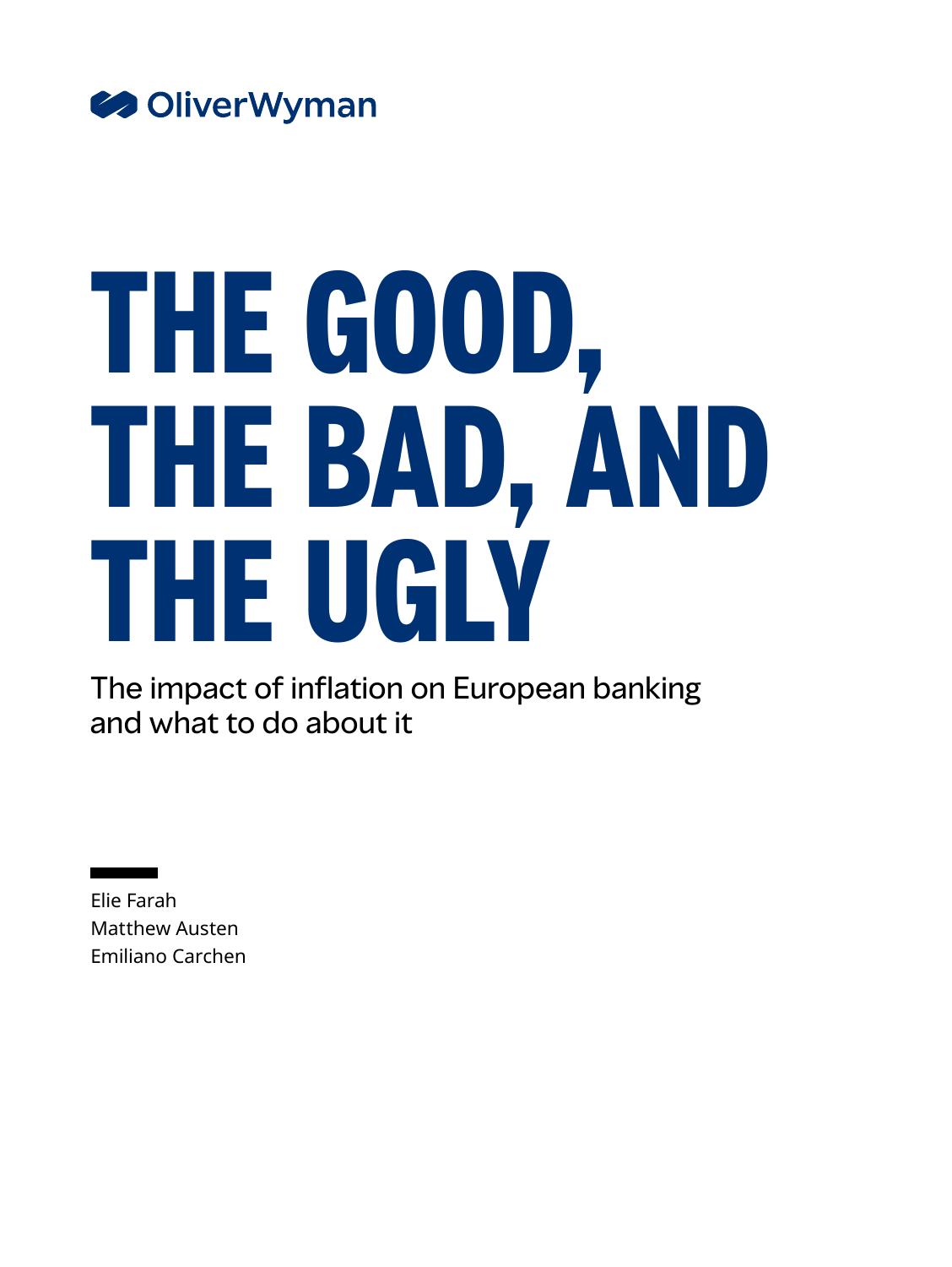OliverWyman

# THE GOOD, THE BAD, AND THE UGLY

The impact of inflation on European banking and what to do about it

Elie Farah
Matthew Austen
Emiliano Carchen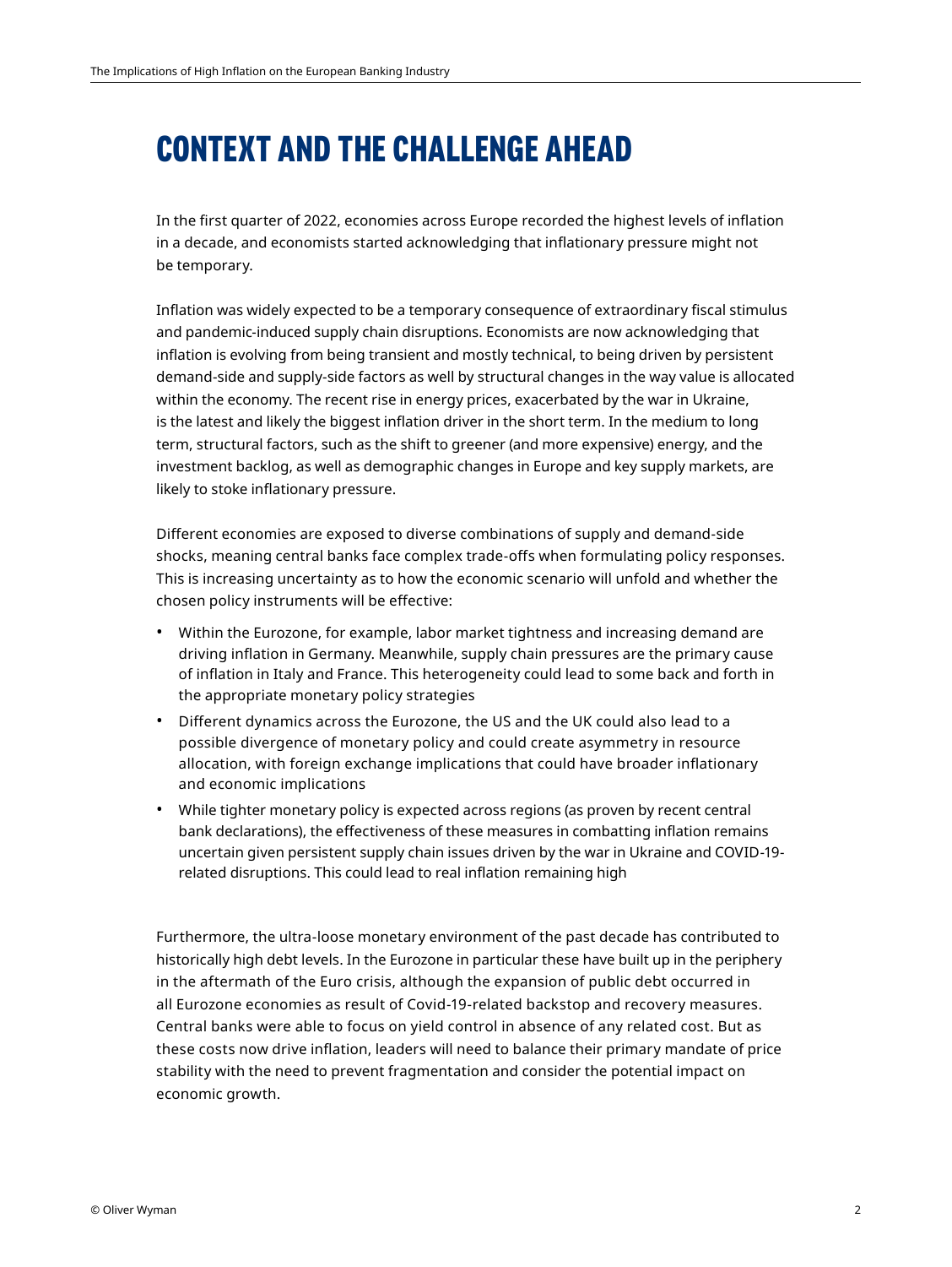# CONTEXT AND THE CHALLENGE AHEAD

In the first quarter of 2022, economies across Europe recorded the highest levels of inflation in a decade, and economists started acknowledging that inflationary pressure might not be temporary.

Inflation was widely expected to be a temporary consequence of extraordinary fiscal stimulus and pandemic-induced supply chain disruptions. Economists are now acknowledging that inflation is evolving from being transient and mostly technical, to being driven by persistent demand-side and supply-side factors as well by structural changes in the way value is allocated within the economy. The recent rise in energy prices, exacerbated by the war in Ukraine, is the latest and likely the biggest inflation driver in the short term. In the medium to long term, structural factors, such as the shift to greener (and more expensive) energy, and the investment backlog, as well as demographic changes in Europe and key supply markets, are likely to stoke inflationary pressure.

Different economies are exposed to diverse combinations of supply and demand-side shocks, meaning central banks face complex trade-offs when formulating policy responses. This is increasing uncertainty as to how the economic scenario will unfold and whether the chosen policy instruments will be effective:

- Within the Eurozone, for example, labor market tightness and increasing demand are driving inflation in Germany. Meanwhile, supply chain pressures are the primary cause of inflation in Italy and France. This heterogeneity could lead to some back and forth in the appropriate monetary policy strategies
- Different dynamics across the Eurozone, the US and the UK could also lead to a possible divergence of monetary policy and could create asymmetry in resource allocation, with foreign exchange implications that could have broader inflationary and economic implications
- While tighter monetary policy is expected across regions (as proven by recent central bank declarations), the effectiveness of these measures in combatting inflation remains uncertain given persistent supply chain issues driven by the war in Ukraine and COVID-19-related disruptions. This could lead to real inflation remaining high

Furthermore, the ultra-loose monetary environment of the past decade has contributed to historically high debt levels. In the Eurozone in particular these have built up in the periphery in the aftermath of the Euro crisis, although the expansion of public debt occurred in all Eurozone economies as result of Covid-19-related backstop and recovery measures. Central banks were able to focus on yield control in absence of any related cost. But as these costs now drive inflation, leaders will need to balance their primary mandate of price stability with the need to prevent fragmentation and consider the potential impact on economic growth.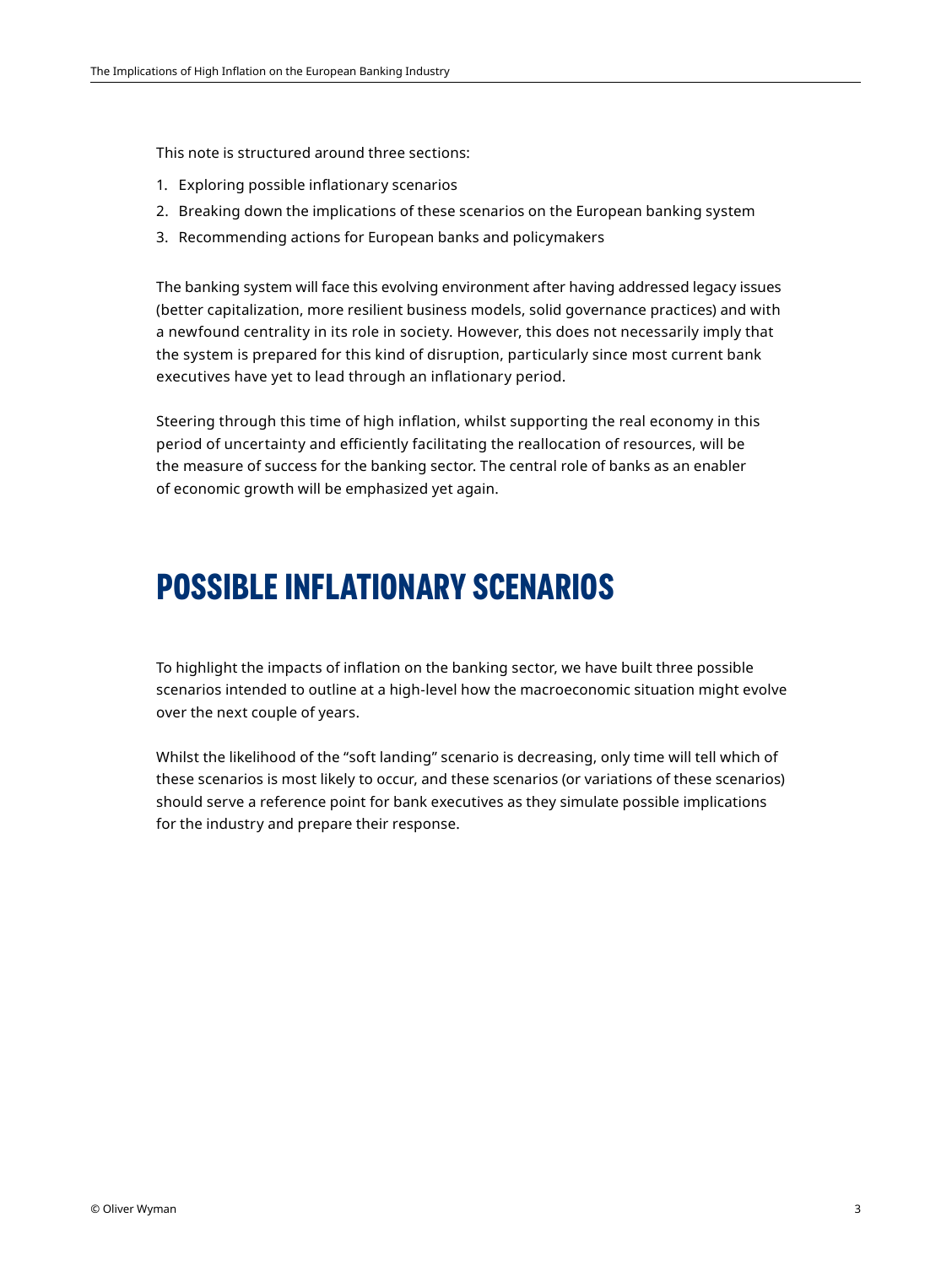This note is structured around three sections:

1. Exploring possible inflationary scenarios
2. Breaking down the implications of these scenarios on the European banking system
3. Recommending actions for European banks and policymakers

The banking system will face this evolving environment after having addressed legacy issues (better capitalization, more resilient business models, solid governance practices) and with a newfound centrality in its role in society. However, this does not necessarily imply that the system is prepared for this kind of disruption, particularly since most current bank executives have yet to lead through an inflationary period.

Steering through this time of high inflation, whilst supporting the real economy in this period of uncertainty and efficiently facilitating the reallocation of resources, will be the measure of success for the banking sector. The central role of banks as an enabler of economic growth will be emphasized yet again.

# POSSIBLE INFLATIONARY SCENARIOS

To highlight the impacts of inflation on the banking sector, we have built three possible scenarios intended to outline at a high-level how the macroeconomic situation might evolve over the next couple of years.

Whilst the likelihood of the "soft landing" scenario is decreasing, only time will tell which of these scenarios is most likely to occur, and these scenarios (or variations of these scenarios) should serve a reference point for bank executives as they simulate possible implications for the industry and prepare their response.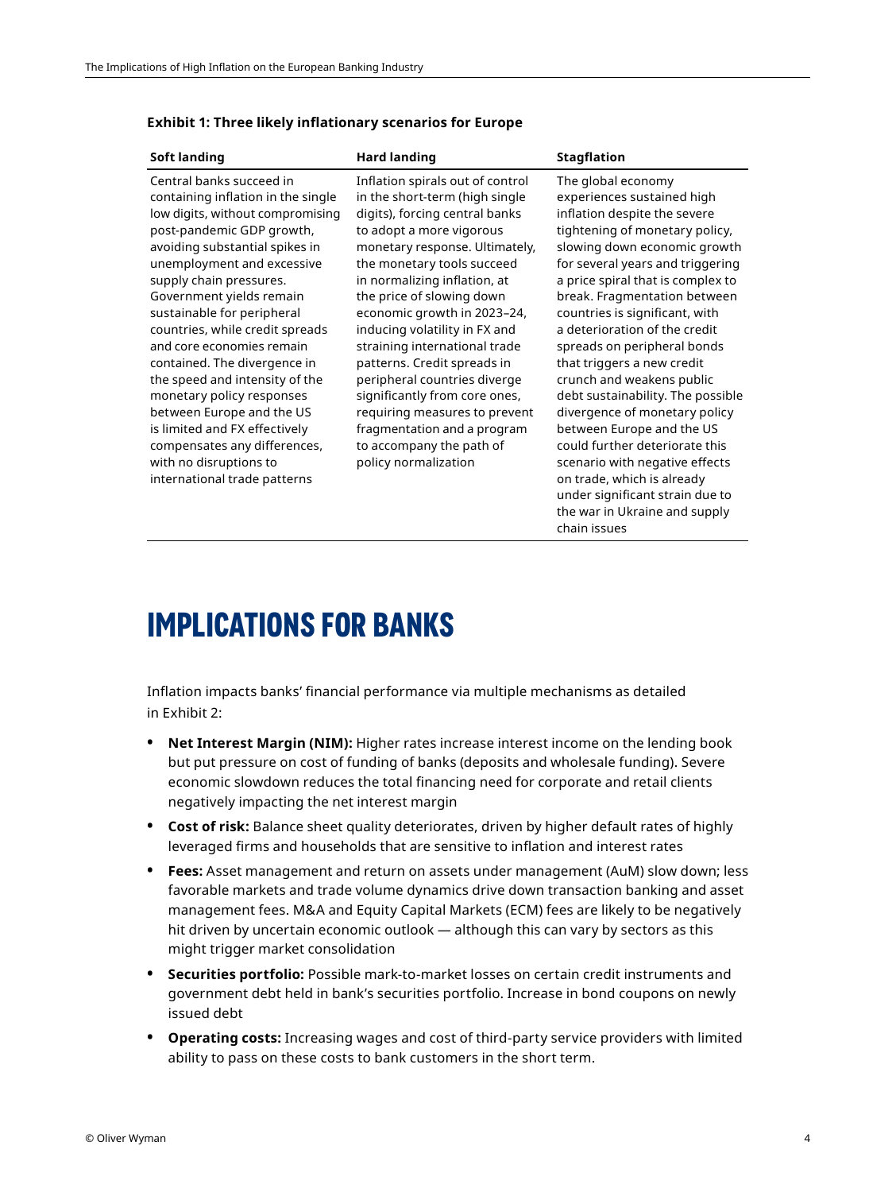**Exhibit 1: Three likely inflationary scenarios for Europe**

| Soft landing | Hard landing | Stagflation |
| --- | --- | --- |
| Central banks succeed in containing inflation in the single low digits, without compromising post-pandemic GDP growth, avoiding substantial spikes in unemployment and excessive supply chain pressures. Government yields remain sustainable for peripheral countries, while credit spreads and core economies remain contained. The divergence in the speed and intensity of the monetary policy responses between Europe and the US is limited and FX effectively compensates any differences, with no disruptions to international trade patterns | Inflation spirals out of control in the short-term (high single digits), forcing central banks to adopt a more vigorous monetary response. Ultimately, the monetary tools succeed in normalizing inflation, at the price of slowing down economic growth in 2023–24, inducing volatility in FX and straining international trade patterns. Credit spreads in peripheral countries diverge significantly from core ones, requiring measures to prevent fragmentation and a program to accompany the path of policy normalization | The global economy experiences sustained high inflation despite the severe tightening of monetary policy, slowing down economic growth for several years and triggering a price spiral that is complex to break. Fragmentation between countries is significant, with a deterioration of the credit spreads on peripheral bonds that triggers a new credit crunch and weakens public debt sustainability. The possible divergence of monetary policy between Europe and the US could further deteriorate this scenario with negative effects on trade, which is already under significant strain due to the war in Ukraine and supply chain issues |

# IMPLICATIONS FOR BANKS

Inflation impacts banks' financial performance via multiple mechanisms as detailed in Exhibit 2:

- **Net Interest Margin (NIM):** Higher rates increase interest income on the lending book but put pressure on cost of funding of banks (deposits and wholesale funding). Severe economic slowdown reduces the total financing need for corporate and retail clients negatively impacting the net interest margin
- **Cost of risk:** Balance sheet quality deteriorates, driven by higher default rates of highly leveraged firms and households that are sensitive to inflation and interest rates
- **Fees:** Asset management and return on assets under management (AuM) slow down; less favorable markets and trade volume dynamics drive down transaction banking and asset management fees. M&A and Equity Capital Markets (ECM) fees are likely to be negatively hit driven by uncertain economic outlook — although this can vary by sectors as this might trigger market consolidation
- **Securities portfolio:** Possible mark-to-market losses on certain credit instruments and government debt held in bank's securities portfolio. Increase in bond coupons on newly issued debt
- **Operating costs:** Increasing wages and cost of third-party service providers with limited ability to pass on these costs to bank customers in the short term.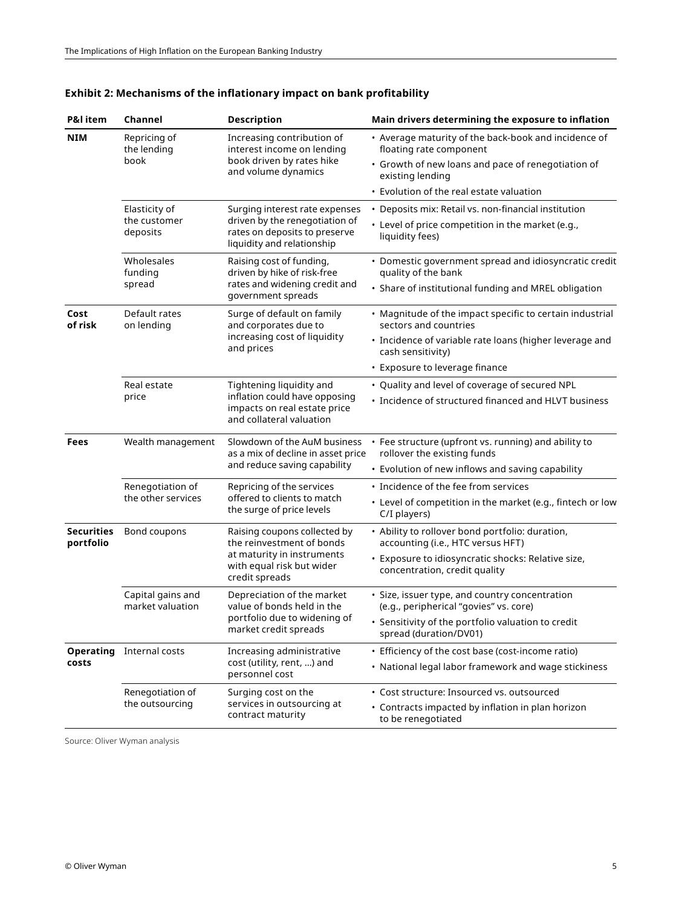**Exhibit 2: Mechanisms of the inflationary impact on bank profitability**

| P&I item | Channel | Description | Main drivers determining the exposure to inflation |
|---|---|---|---|
| **NIM** | Repricing of the lending book | Increasing contribution of interest income on lending book driven by rates hike and volume dynamics | • Average maturity of the back-book and incidence of floating rate component<br>• Growth of new loans and pace of renegotiation of existing lending<br>• Evolution of the real estate valuation |
| | Elasticity of the customer deposits | Surging interest rate expenses driven by the renegotiation of rates on deposits to preserve liquidity and relationship | • Deposits mix: Retail vs. non-financial institution<br>• Level of price competition in the market (e.g., liquidity fees) |
| | Wholesales funding spread | Raising cost of funding, driven by hike of risk-free rates and widening credit and government spreads | • Domestic government spread and idiosyncratic credit quality of the bank<br>• Share of institutional funding and MREL obligation |
| **Cost of risk** | Default rates on lending | Surge of default on family and corporates due to increasing cost of liquidity and prices | • Magnitude of the impact specific to certain industrial sectors and countries<br>• Incidence of variable rate loans (higher leverage and cash sensitivity)<br>• Exposure to leverage finance |
| | Real estate price | Tightening liquidity and inflation could have opposing impacts on real estate price and collateral valuation | • Quality and level of coverage of secured NPL<br>• Incidence of structured financed and HLVT business |
| **Fees** | Wealth management | Slowdown of the AuM business as a mix of decline in asset price and reduce saving capability | • Fee structure (upfront vs. running) and ability to rollover the existing funds<br>• Evolution of new inflows and saving capability |
| | Renegotiation of the other services | Repricing of the services offered to clients to match the surge of price levels | • Incidence of the fee from services<br>• Level of competition in the market (e.g., fintech or low C/I players) |
| **Securities portfolio** | Bond coupons | Raising coupons collected by the reinvestment of bonds at maturity in instruments with equal risk but wider credit spreads | • Ability to rollover bond portfolio: duration, accounting (i.e., HTC versus HFT)<br>• Exposure to idiosyncratic shocks: Relative size, concentration, credit quality |
| | Capital gains and market valuation | Depreciation of the market value of bonds held in the portfolio due to widening of market credit spreads | • Size, issuer type, and country concentration (e.g., peripherical "govies" vs. core)<br>• Sensitivity of the portfolio valuation to credit spread (duration/DV01) |
| **Operating costs** | Internal costs | Increasing administrative cost (utility, rent, …) and personnel cost | • Efficiency of the cost base (cost-income ratio)<br>• National legal labor framework and wage stickiness |
| | Renegotiation of the outsourcing | Surging cost on the services in outsourcing at contract maturity | • Cost structure: Insourced vs. outsourced<br>• Contracts impacted by inflation in plan horizon to be renegotiated |

Source: Oliver Wyman analysis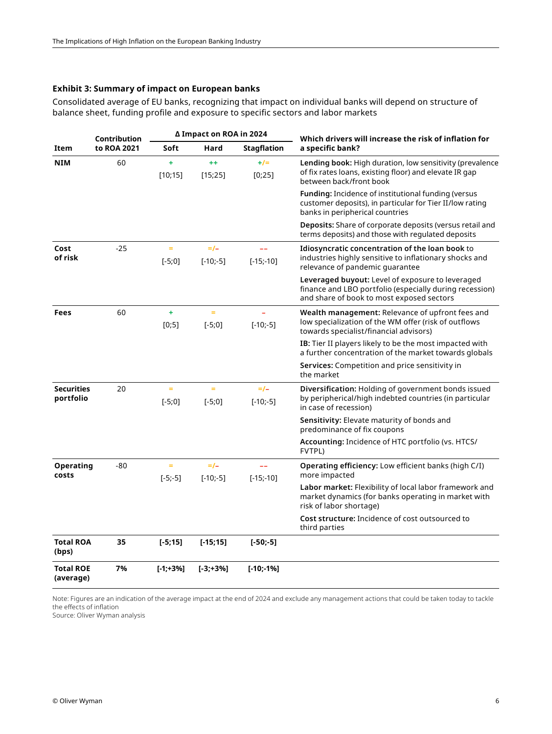**Exhibit 3: Summary of impact on European banks**

Consolidated average of EU banks, recognizing that impact on individual banks will depend on structure of balance sheet, funding profile and exposure to specific sectors and labor markets

| Item | Contribution to ROA 2021 | Δ Impact on ROA in 2024 | | | Which drivers will increase the risk of inflation for a specific bank? |
|---|---|---|---|---|---|
| | | Soft | Hard | Stagflation | |
| **NIM** | 60 | + [10;15] | ++ [15;25] | +/= [0;25] | **Lending book:** High duration, low sensitivity (prevalence of fix rates loans, existing floor) and elevate IR gap between back/front book<br>**Funding:** Incidence of institutional funding (versus customer deposits), in particular for Tier II/low rating banks in peripherical countries<br>**Deposits:** Share of corporate deposits (versus retail and terms deposits) and those with regulated deposits |
| **Cost of risk** | -25 | = [-5;0] | =/– [-10;-5] | –– [-15;-10] | **Idiosyncratic concentration of the loan book** to industries highly sensitive to inflationary shocks and relevance of pandemic guarantee<br>**Leveraged buyout:** Level of exposure to leveraged finance and LBO portfolio (especially during recession) and share of book to most exposed sectors |
| **Fees** | 60 | + [0;5] | = [-5;0] | – [-10;-5] | **Wealth management:** Relevance of upfront fees and low specialization of the WM offer (risk of outflows towards specialist/financial advisors)<br>**IB:** Tier II players likely to be the most impacted with a further concentration of the market towards globals<br>**Services:** Competition and price sensitivity in the market |
| **Securities portfolio** | 20 | = [-5;0] | = [-5;0] | =/– [-10;-5] | **Diversification:** Holding of government bonds issued by peripherical/high indebted countries (in particular in case of recession)<br>**Sensitivity:** Elevate maturity of bonds and predominance of fix coupons<br>**Accounting:** Incidence of HTC portfolio (vs. HTCS/FVTPL) |
| **Operating costs** | -80 | = [-5;-5] | =/– [-10;-5] | –– [-15;-10] | **Operating efficiency:** Low efficient banks (high C/I) more impacted<br>**Labor market:** Flexibility of local labor framework and market dynamics (for banks operating in market with risk of labor shortage)<br>**Cost structure:** Incidence of cost outsourced to third parties |
| **Total ROA (bps)** | **35** | **[-5;15]** | **[-15;15]** | **[-50;-5]** | |
| **Total ROE (average)** | **7%** | **[-1;+3%]** | **[-3;+3%]** | **[-10;-1%]** | |

Note: Figures are an indication of the average impact at the end of 2024 and exclude any management actions that could be taken today to tackle the effects of inflation
Source: Oliver Wyman analysis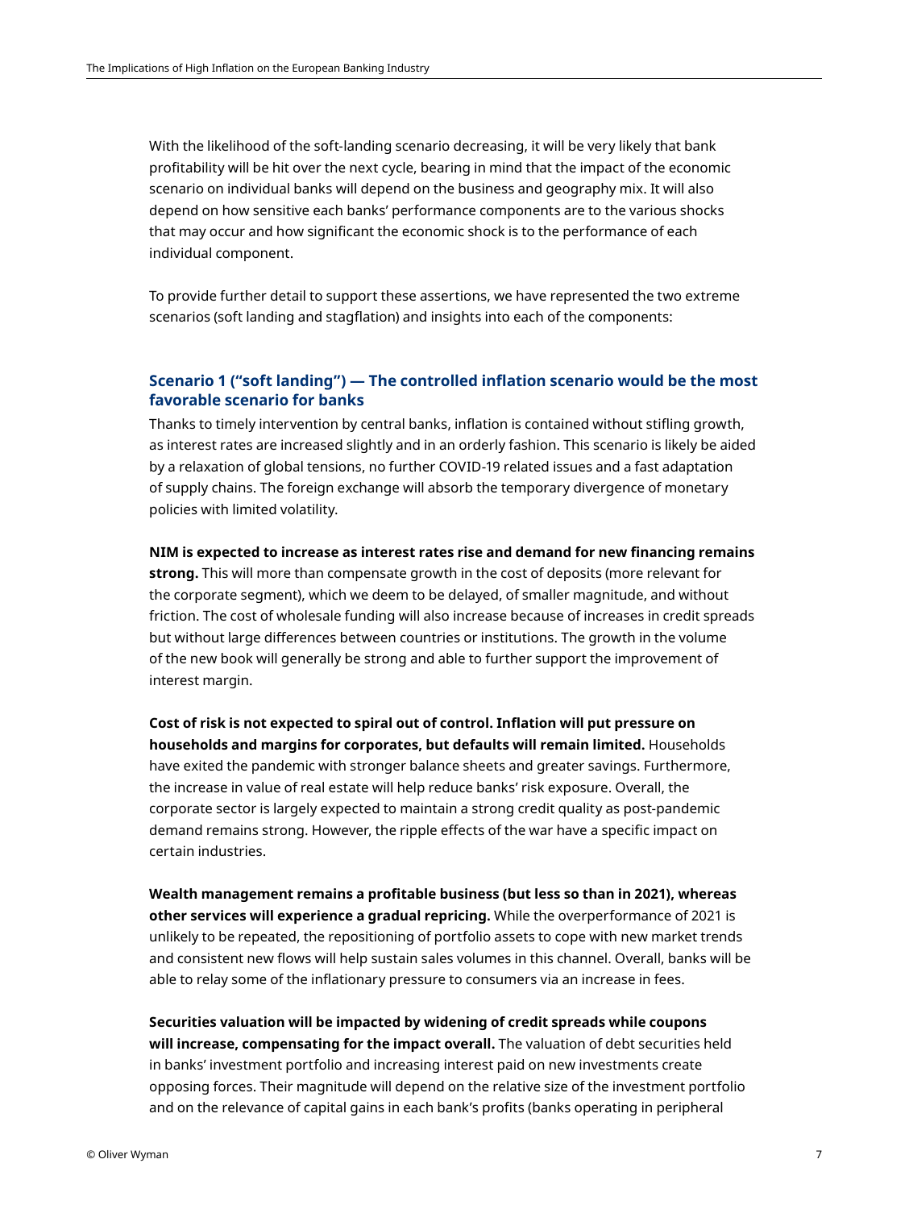With the likelihood of the soft-landing scenario decreasing, it will be very likely that bank profitability will be hit over the next cycle, bearing in mind that the impact of the economic scenario on individual banks will depend on the business and geography mix. It will also depend on how sensitive each banks' performance components are to the various shocks that may occur and how significant the economic shock is to the performance of each individual component.

To provide further detail to support these assertions, we have represented the two extreme scenarios (soft landing and stagflation) and insights into each of the components:

### Scenario 1 ("soft landing") — The controlled inflation scenario would be the most favorable scenario for banks

Thanks to timely intervention by central banks, inflation is contained without stifling growth, as interest rates are increased slightly and in an orderly fashion. This scenario is likely be aided by a relaxation of global tensions, no further COVID-19 related issues and a fast adaptation of supply chains. The foreign exchange will absorb the temporary divergence of monetary policies with limited volatility.

**NIM is expected to increase as interest rates rise and demand for new financing remains strong.** This will more than compensate growth in the cost of deposits (more relevant for the corporate segment), which we deem to be delayed, of smaller magnitude, and without friction. The cost of wholesale funding will also increase because of increases in credit spreads but without large differences between countries or institutions. The growth in the volume of the new book will generally be strong and able to further support the improvement of interest margin.

**Cost of risk is not expected to spiral out of control. Inflation will put pressure on households and margins for corporates, but defaults will remain limited.** Households have exited the pandemic with stronger balance sheets and greater savings. Furthermore, the increase in value of real estate will help reduce banks' risk exposure. Overall, the corporate sector is largely expected to maintain a strong credit quality as post-pandemic demand remains strong. However, the ripple effects of the war have a specific impact on certain industries.

**Wealth management remains a profitable business (but less so than in 2021), whereas other services will experience a gradual repricing.** While the overperformance of 2021 is unlikely to be repeated, the repositioning of portfolio assets to cope with new market trends and consistent new flows will help sustain sales volumes in this channel. Overall, banks will be able to relay some of the inflationary pressure to consumers via an increase in fees.

**Securities valuation will be impacted by widening of credit spreads while coupons will increase, compensating for the impact overall.** The valuation of debt securities held in banks' investment portfolio and increasing interest paid on new investments create opposing forces. Their magnitude will depend on the relative size of the investment portfolio and on the relevance of capital gains in each bank's profits (banks operating in peripheral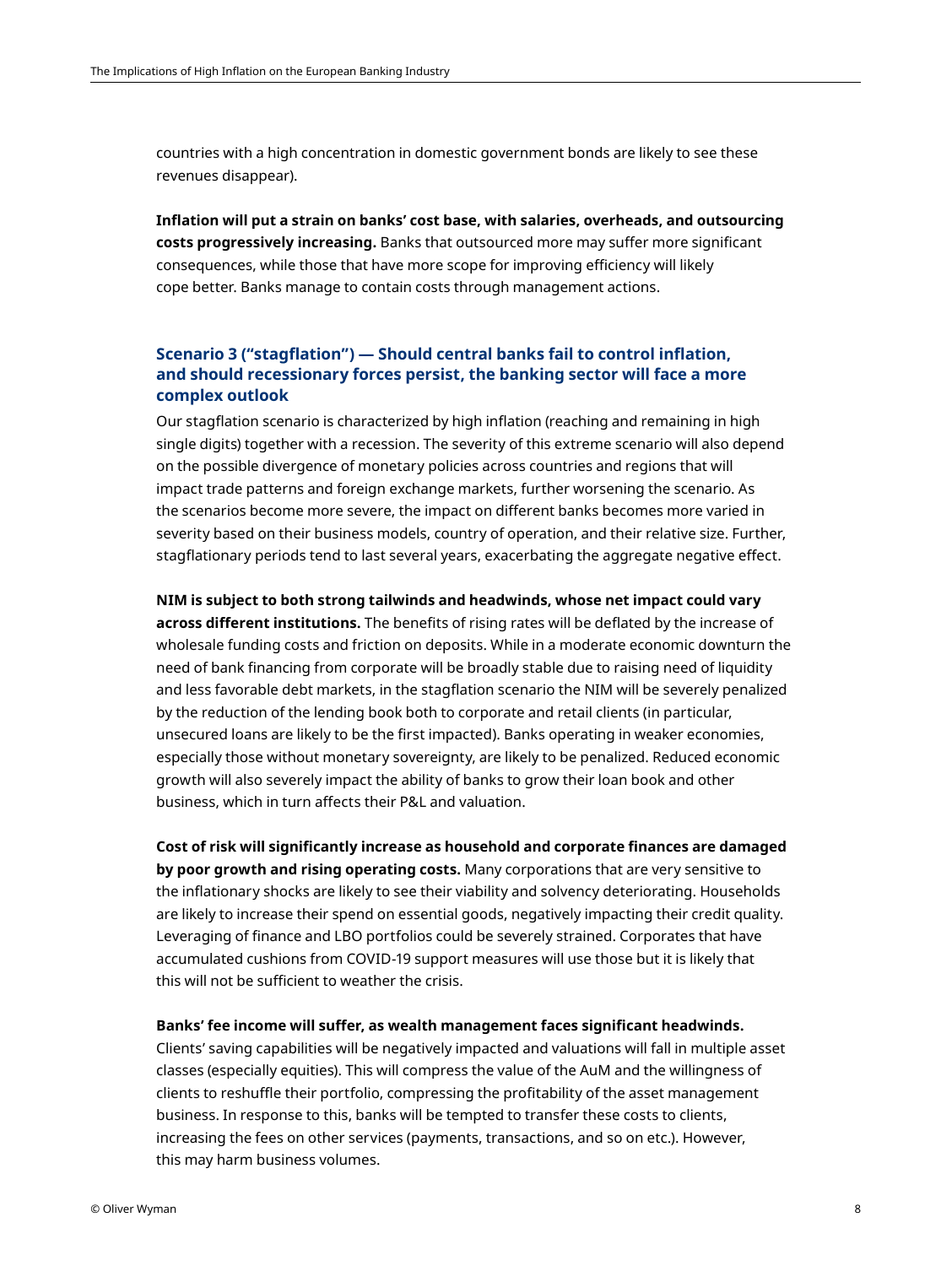countries with a high concentration in domestic government bonds are likely to see these revenues disappear).

**Inflation will put a strain on banks' cost base, with salaries, overheads, and outsourcing costs progressively increasing.** Banks that outsourced more may suffer more significant consequences, while those that have more scope for improving efficiency will likely cope better. Banks manage to contain costs through management actions.

### Scenario 3 ("stagflation") — Should central banks fail to control inflation, and should recessionary forces persist, the banking sector will face a more complex outlook

Our stagflation scenario is characterized by high inflation (reaching and remaining in high single digits) together with a recession. The severity of this extreme scenario will also depend on the possible divergence of monetary policies across countries and regions that will impact trade patterns and foreign exchange markets, further worsening the scenario. As the scenarios become more severe, the impact on different banks becomes more varied in severity based on their business models, country of operation, and their relative size. Further, stagflationary periods tend to last several years, exacerbating the aggregate negative effect.

**NIM is subject to both strong tailwinds and headwinds, whose net impact could vary across different institutions.** The benefits of rising rates will be deflated by the increase of wholesale funding costs and friction on deposits. While in a moderate economic downturn the need of bank financing from corporate will be broadly stable due to raising need of liquidity and less favorable debt markets, in the stagflation scenario the NIM will be severely penalized by the reduction of the lending book both to corporate and retail clients (in particular, unsecured loans are likely to be the first impacted). Banks operating in weaker economies, especially those without monetary sovereignty, are likely to be penalized. Reduced economic growth will also severely impact the ability of banks to grow their loan book and other business, which in turn affects their P&L and valuation.

**Cost of risk will significantly increase as household and corporate finances are damaged by poor growth and rising operating costs.** Many corporations that are very sensitive to the inflationary shocks are likely to see their viability and solvency deteriorating. Households are likely to increase their spend on essential goods, negatively impacting their credit quality. Leveraging of finance and LBO portfolios could be severely strained. Corporates that have accumulated cushions from COVID-19 support measures will use those but it is likely that this will not be sufficient to weather the crisis.

**Banks' fee income will suffer, as wealth management faces significant headwinds.** Clients' saving capabilities will be negatively impacted and valuations will fall in multiple asset classes (especially equities). This will compress the value of the AuM and the willingness of clients to reshuffle their portfolio, compressing the profitability of the asset management business. In response to this, banks will be tempted to transfer these costs to clients, increasing the fees on other services (payments, transactions, and so on etc.). However, this may harm business volumes.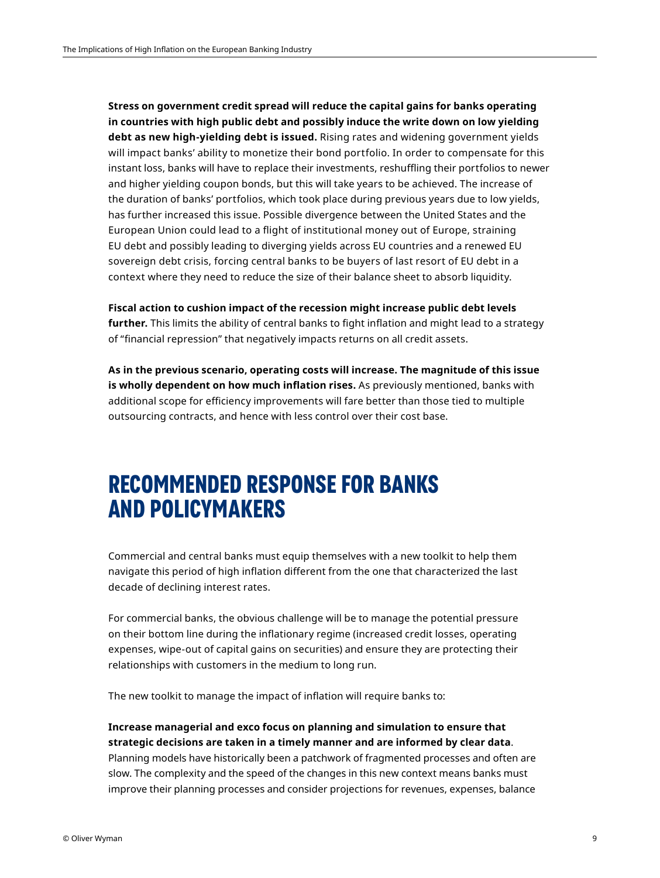**Stress on government credit spread will reduce the capital gains for banks operating in countries with high public debt and possibly induce the write down on low yielding debt as new high-yielding debt is issued.** Rising rates and widening government yields will impact banks' ability to monetize their bond portfolio. In order to compensate for this instant loss, banks will have to replace their investments, reshuffling their portfolios to newer and higher yielding coupon bonds, but this will take years to be achieved. The increase of the duration of banks' portfolios, which took place during previous years due to low yields, has further increased this issue. Possible divergence between the United States and the European Union could lead to a flight of institutional money out of Europe, straining EU debt and possibly leading to diverging yields across EU countries and a renewed EU sovereign debt crisis, forcing central banks to be buyers of last resort of EU debt in a context where they need to reduce the size of their balance sheet to absorb liquidity.

**Fiscal action to cushion impact of the recession might increase public debt levels further.** This limits the ability of central banks to fight inflation and might lead to a strategy of "financial repression" that negatively impacts returns on all credit assets.

**As in the previous scenario, operating costs will increase. The magnitude of this issue is wholly dependent on how much inflation rises.** As previously mentioned, banks with additional scope for efficiency improvements will fare better than those tied to multiple outsourcing contracts, and hence with less control over their cost base.

# RECOMMENDED RESPONSE FOR BANKS AND POLICYMAKERS

Commercial and central banks must equip themselves with a new toolkit to help them navigate this period of high inflation different from the one that characterized the last decade of declining interest rates.

For commercial banks, the obvious challenge will be to manage the potential pressure on their bottom line during the inflationary regime (increased credit losses, operating expenses, wipe-out of capital gains on securities) and ensure they are protecting their relationships with customers in the medium to long run.

The new toolkit to manage the impact of inflation will require banks to:

**Increase managerial and exco focus on planning and simulation to ensure that strategic decisions are taken in a timely manner and are informed by clear data**. Planning models have historically been a patchwork of fragmented processes and often are slow. The complexity and the speed of the changes in this new context means banks must improve their planning processes and consider projections for revenues, expenses, balance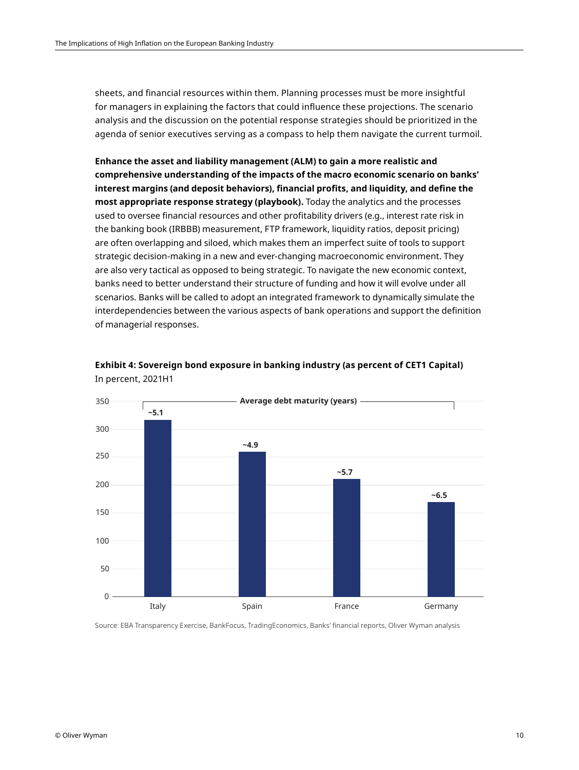sheets, and financial resources within them. Planning processes must be more insightful for managers in explaining the factors that could influence these projections. The scenario analysis and the discussion on the potential response strategies should be prioritized in the agenda of senior executives serving as a compass to help them navigate the current turmoil.

**Enhance the asset and liability management (ALM) to gain a more realistic and comprehensive understanding of the impacts of the macro economic scenario on banks' interest margins (and deposit behaviors), financial profits, and liquidity, and define the most appropriate response strategy (playbook).** Today the analytics and the processes used to oversee financial resources and other profitability drivers (e.g., interest rate risk in the banking book (IRBBB) measurement, FTP framework, liquidity ratios, deposit pricing) are often overlapping and siloed, which makes them an imperfect suite of tools to support strategic decision-making in a new and ever-changing macroeconomic environment. They are also very tactical as opposed to being strategic. To navigate the new economic context, banks need to better understand their structure of funding and how it will evolve under all scenarios. Banks will be called to adopt an integrated framework to dynamically simulate the interdependencies between the various aspects of bank operations and support the definition of managerial responses.

**Exhibit 4: Sovereign bond exposure in banking industry (as percent of CET1 Capital)**
In percent, 2021H1

| Country | Sovereign bond exposure (% of CET1 Capital, approx.) | Average debt maturity (years) |
|---|---|---|
| Italy | ~317 | ~5.1 |
| Spain | ~260 | ~4.9 |
| France | ~211 | ~5.7 |
| Germany | ~170 | ~6.5 |

Source: EBA Transparency Exercise, BankFocus, TradingEconomics, Banks' financial reports, Oliver Wyman analysis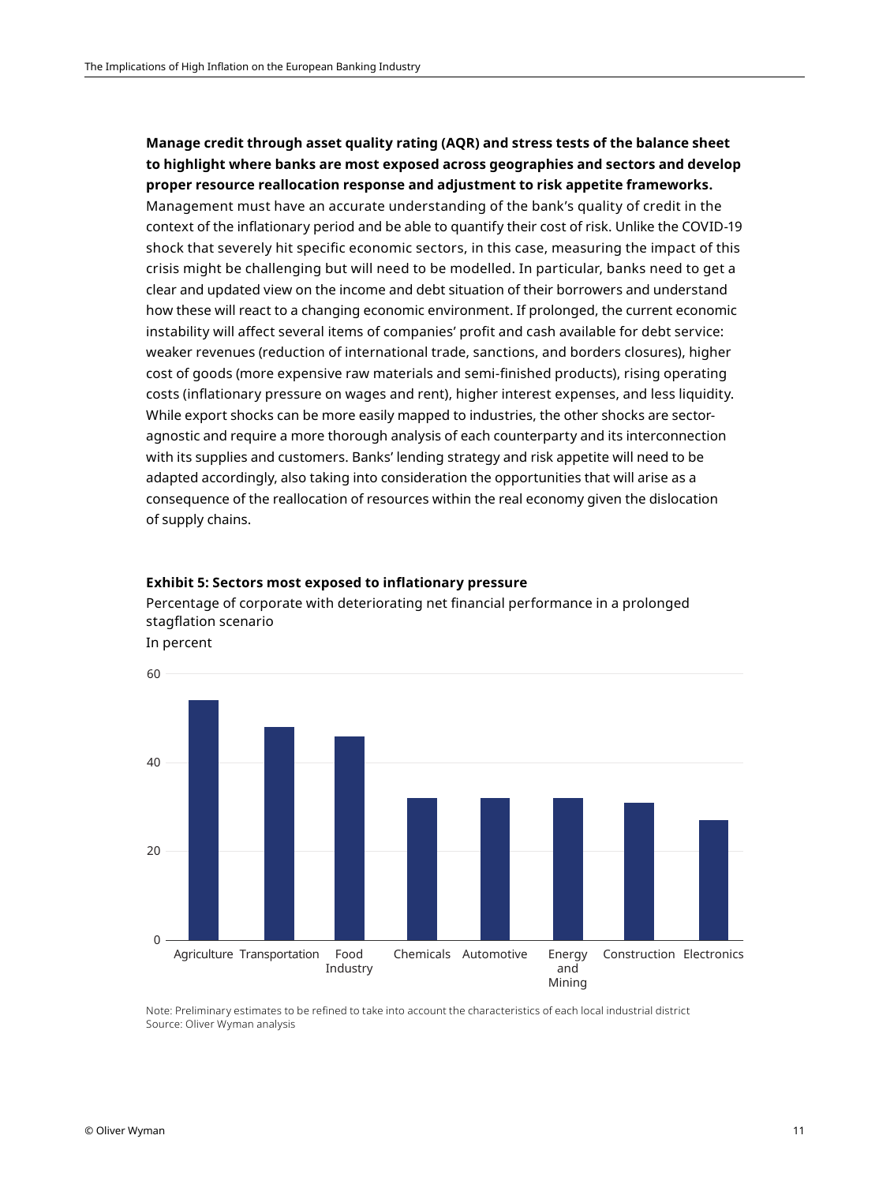**Manage credit through asset quality rating (AQR) and stress tests of the balance sheet to highlight where banks are most exposed across geographies and sectors and develop proper resource reallocation response and adjustment to risk appetite frameworks.** Management must have an accurate understanding of the bank's quality of credit in the context of the inflationary period and be able to quantify their cost of risk. Unlike the COVID-19 shock that severely hit specific economic sectors, in this case, measuring the impact of this crisis might be challenging but will need to be modelled. In particular, banks need to get a clear and updated view on the income and debt situation of their borrowers and understand how these will react to a changing economic environment. If prolonged, the current economic instability will affect several items of companies' profit and cash available for debt service: weaker revenues (reduction of international trade, sanctions, and borders closures), higher cost of goods (more expensive raw materials and semi-finished products), rising operating costs (inflationary pressure on wages and rent), higher interest expenses, and less liquidity. While export shocks can be more easily mapped to industries, the other shocks are sector-agnostic and require a more thorough analysis of each counterparty and its interconnection with its supplies and customers. Banks' lending strategy and risk appetite will need to be adapted accordingly, also taking into consideration the opportunities that will arise as a consequence of the reallocation of resources within the real economy given the dislocation of supply chains.

**Exhibit 5: Sectors most exposed to inflationary pressure**

Percentage of corporate with deteriorating net financial performance in a prolonged stagflation scenario

In percent

| Sector | Percent (approx.) |
| --- | --- |
| Agriculture | 54 |
| Transportation | 48 |
| Food Industry | 46 |
| Chemicals | 32 |
| Automotive | 32 |
| Energy and Mining | 32 |
| Construction | 31 |
| Electronics | 27 |

Note: Preliminary estimates to be refined to take into account the characteristics of each local industrial district
Source: Oliver Wyman analysis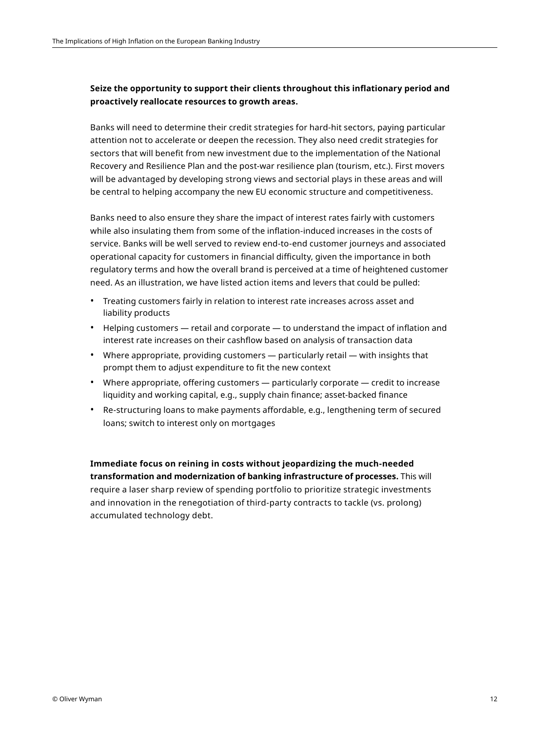**Seize the opportunity to support their clients throughout this inflationary period and proactively reallocate resources to growth areas.**

Banks will need to determine their credit strategies for hard-hit sectors, paying particular attention not to accelerate or deepen the recession. They also need credit strategies for sectors that will benefit from new investment due to the implementation of the National Recovery and Resilience Plan and the post-war resilience plan (tourism, etc.). First movers will be advantaged by developing strong views and sectorial plays in these areas and will be central to helping accompany the new EU economic structure and competitiveness.

Banks need to also ensure they share the impact of interest rates fairly with customers while also insulating them from some of the inflation-induced increases in the costs of service. Banks will be well served to review end-to-end customer journeys and associated operational capacity for customers in financial difficulty, given the importance in both regulatory terms and how the overall brand is perceived at a time of heightened customer need. As an illustration, we have listed action items and levers that could be pulled:

- Treating customers fairly in relation to interest rate increases across asset and liability products
- Helping customers — retail and corporate — to understand the impact of inflation and interest rate increases on their cashflow based on analysis of transaction data
- Where appropriate, providing customers — particularly retail — with insights that prompt them to adjust expenditure to fit the new context
- Where appropriate, offering customers — particularly corporate — credit to increase liquidity and working capital, e.g., supply chain finance; asset-backed finance
- Re-structuring loans to make payments affordable, e.g., lengthening term of secured loans; switch to interest only on mortgages

**Immediate focus on reining in costs without jeopardizing the much-needed transformation and modernization of banking infrastructure of processes.** This will require a laser sharp review of spending portfolio to prioritize strategic investments and innovation in the renegotiation of third-party contracts to tackle (vs. prolong) accumulated technology debt.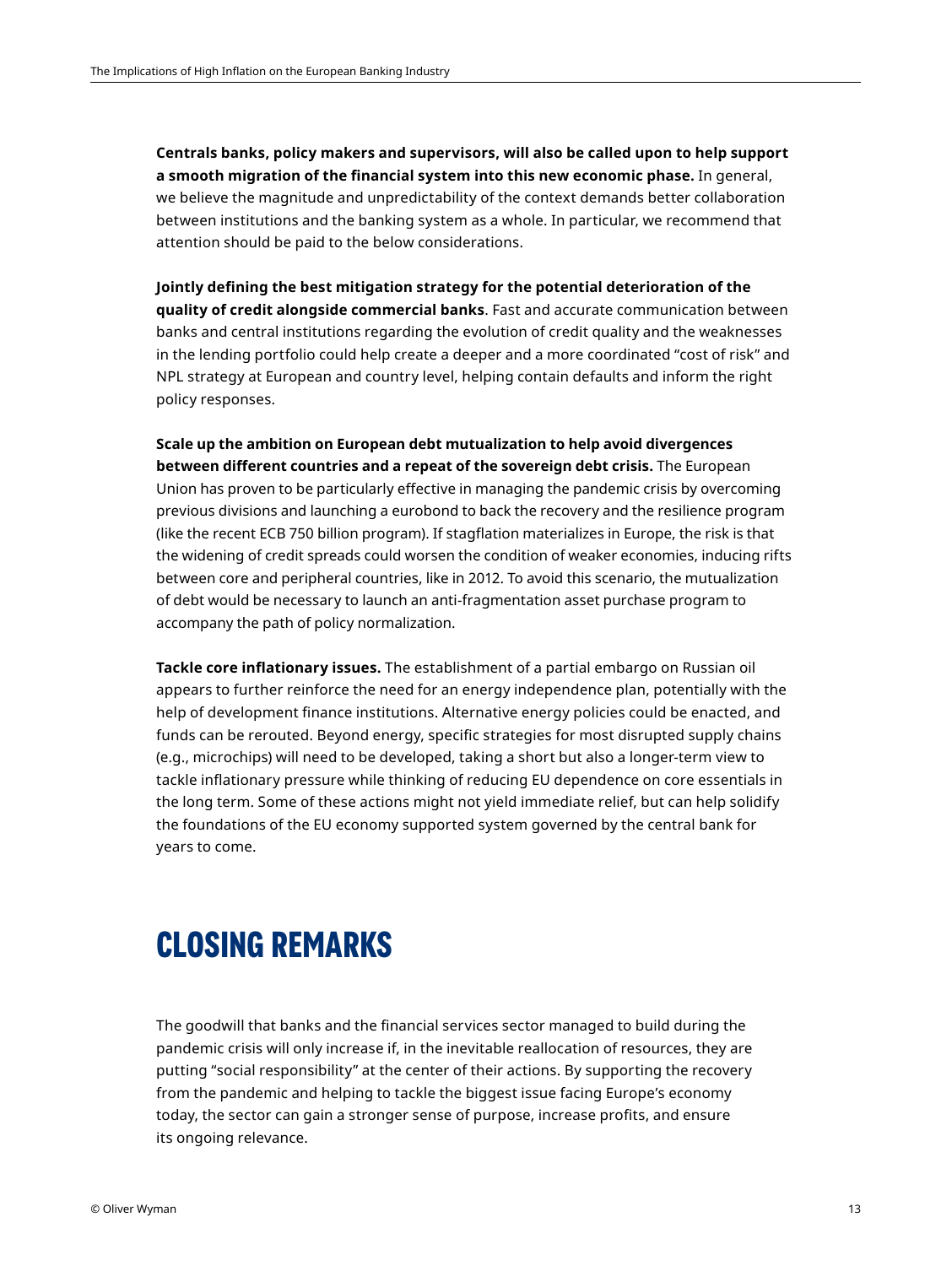**Centrals banks, policy makers and supervisors, will also be called upon to help support a smooth migration of the financial system into this new economic phase.** In general, we believe the magnitude and unpredictability of the context demands better collaboration between institutions and the banking system as a whole. In particular, we recommend that attention should be paid to the below considerations.

**Jointly defining the best mitigation strategy for the potential deterioration of the quality of credit alongside commercial banks**. Fast and accurate communication between banks and central institutions regarding the evolution of credit quality and the weaknesses in the lending portfolio could help create a deeper and a more coordinated "cost of risk" and NPL strategy at European and country level, helping contain defaults and inform the right policy responses.

**Scale up the ambition on European debt mutualization to help avoid divergences between different countries and a repeat of the sovereign debt crisis.** The European Union has proven to be particularly effective in managing the pandemic crisis by overcoming previous divisions and launching a eurobond to back the recovery and the resilience program (like the recent ECB 750 billion program). If stagflation materializes in Europe, the risk is that the widening of credit spreads could worsen the condition of weaker economies, inducing rifts between core and peripheral countries, like in 2012. To avoid this scenario, the mutualization of debt would be necessary to launch an anti-fragmentation asset purchase program to accompany the path of policy normalization.

**Tackle core inflationary issues.** The establishment of a partial embargo on Russian oil appears to further reinforce the need for an energy independence plan, potentially with the help of development finance institutions. Alternative energy policies could be enacted, and funds can be rerouted. Beyond energy, specific strategies for most disrupted supply chains (e.g., microchips) will need to be developed, taking a short but also a longer-term view to tackle inflationary pressure while thinking of reducing EU dependence on core essentials in the long term. Some of these actions might not yield immediate relief, but can help solidify the foundations of the EU economy supported system governed by the central bank for years to come.

# CLOSING REMARKS

The goodwill that banks and the financial services sector managed to build during the pandemic crisis will only increase if, in the inevitable reallocation of resources, they are putting "social responsibility" at the center of their actions. By supporting the recovery from the pandemic and helping to tackle the biggest issue facing Europe's economy today, the sector can gain a stronger sense of purpose, increase profits, and ensure its ongoing relevance.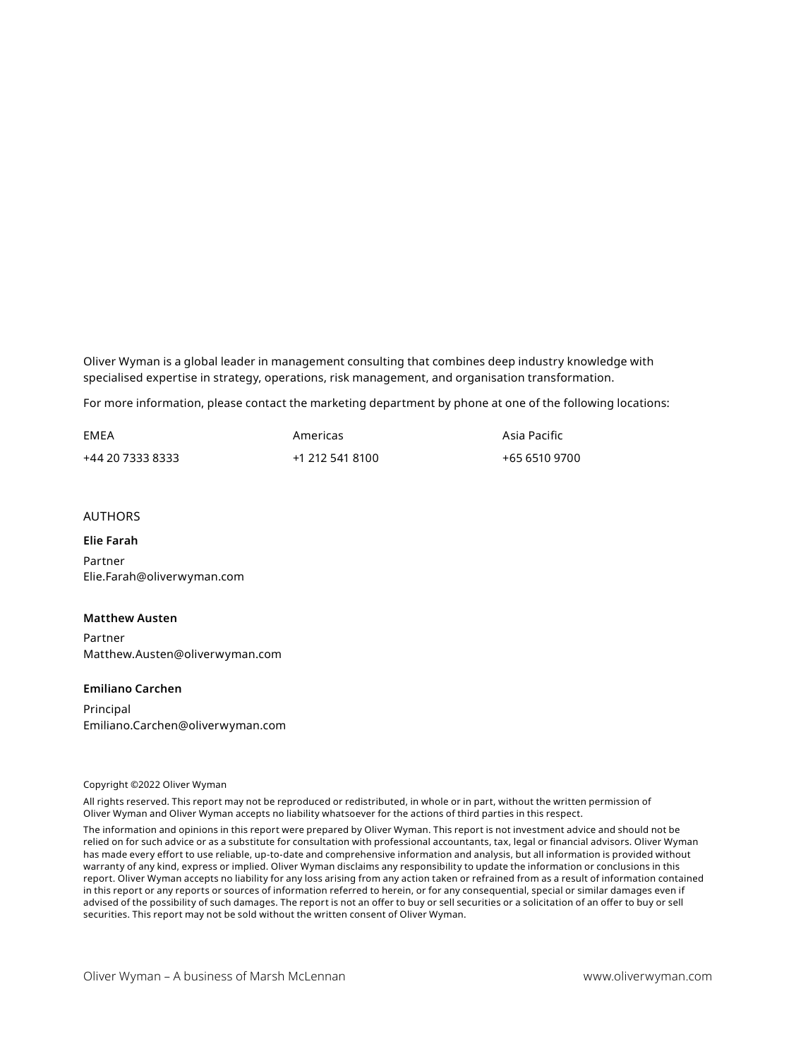Oliver Wyman is a global leader in management consulting that combines deep industry knowledge with specialised expertise in strategy, operations, risk management, and organisation transformation.

For more information, please contact the marketing department by phone at one of the following locations:

| EMEA | Americas | Asia Pacific |
|---|---|---|
| +44 20 7333 8333 | +1 212 541 8100 | +65 6510 9700 |

AUTHORS

**Elie Farah**

Partner
Elie.Farah@oliverwyman.com

**Matthew Austen**

Partner
Matthew.Austen@oliverwyman.com

**Emiliano Carchen**

Principal
Emiliano.Carchen@oliverwyman.com

Copyright ©2022 Oliver Wyman

All rights reserved. This report may not be reproduced or redistributed, in whole or in part, without the written permission of Oliver Wyman and Oliver Wyman accepts no liability whatsoever for the actions of third parties in this respect.

The information and opinions in this report were prepared by Oliver Wyman. This report is not investment advice and should not be relied on for such advice or as a substitute for consultation with professional accountants, tax, legal or financial advisors. Oliver Wyman has made every effort to use reliable, up-to-date and comprehensive information and analysis, but all information is provided without warranty of any kind, express or implied. Oliver Wyman disclaims any responsibility to update the information or conclusions in this report. Oliver Wyman accepts no liability for any loss arising from any action taken or refrained from as a result of information contained in this report or any reports or sources of information referred to herein, or for any consequential, special or similar damages even if advised of the possibility of such damages. The report is not an offer to buy or sell securities or a solicitation of an offer to buy or sell securities. This report may not be sold without the written consent of Oliver Wyman.

Oliver Wyman – A business of Marsh McLennan

www.oliverwyman.com